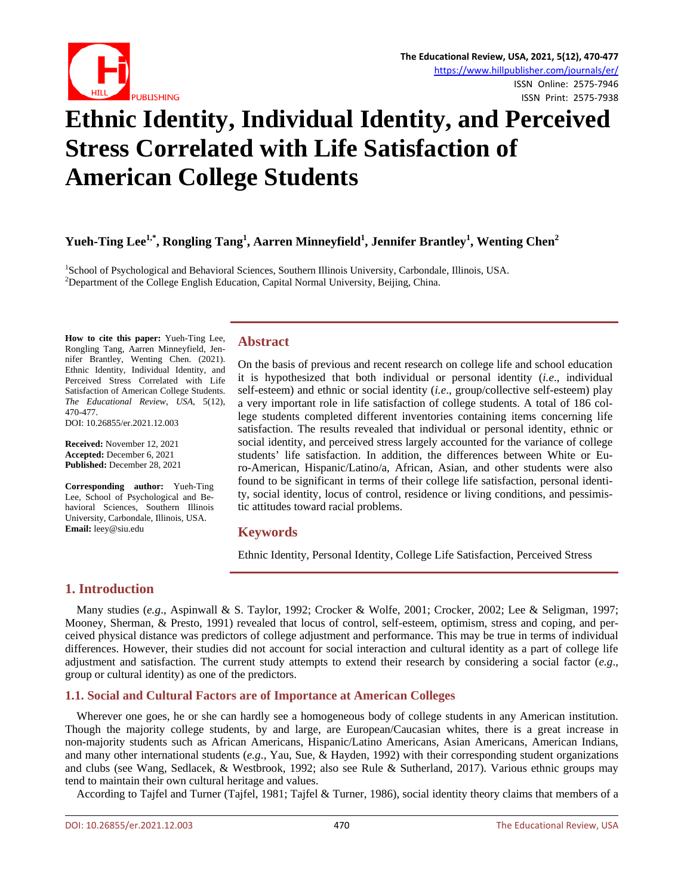# Ethnic Identity, Individual Identity, and Perceived Stress Correlated with Life Satisfaction of American College Students

**Yueh-Ting Lee[1,*], Rongling Tang[1], Aarren Minneyfield[1], Jennifer Brantley[1], Wenting Chen[2]**

[1]School of Psychological and Behavioral Sciences, Southern Illinois University, Carbondale, Illinois, USA.
[2]Department of the College English Education, Capital Normal University, Beijing, China.

**How to cite this paper:** Yueh-Ting Lee, Rongling Tang, Aarren Minneyfield, Jennifer Brantley, Wenting Chen. (2021). Ethnic Identity, Individual Identity, and Perceived Stress Correlated with Life Satisfaction of American College Students. *The Educational Review, USA*, 5(12), 470-477.
DOI: 10.26855/er.2021.12.003

**Received:** November 12, 2021
**Accepted:** December 6, 2021
**Published:** December 28, 2021

**Corresponding author:** Yueh-Ting Lee, School of Psychological and Behavioral Sciences, Southern Illinois University, Carbondale, Illinois, USA.
**Email:** leey@siu.edu

## Abstract

On the basis of previous and recent research on college life and school education it is hypothesized that both individual or personal identity (*i.e*., individual self-esteem) and ethnic or social identity (*i.e*., group/collective self-esteem) play a very important role in life satisfaction of college students. A total of 186 college students completed different inventories containing items concerning life satisfaction. The results revealed that individual or personal identity, ethnic or social identity, and perceived stress largely accounted for the variance of college students' life satisfaction. In addition, the differences between White or Euro-American, Hispanic/Latino/a, African, Asian, and other students were also found to be significant in terms of their college life satisfaction, personal identity, social identity, locus of control, residence or living conditions, and pessimistic attitudes toward racial problems.

## Keywords

Ethnic Identity, Personal Identity, College Life Satisfaction, Perceived Stress

## 1. Introduction

Many studies (*e.g*., Aspinwall & S. Taylor, 1992; Crocker & Wolfe, 2001; Crocker, 2002; Lee & Seligman, 1997; Mooney, Sherman, & Presto, 1991) revealed that locus of control, self-esteem, optimism, stress and coping, and perceived physical distance was predictors of college adjustment and performance. This may be true in terms of individual differences. However, their studies did not account for social interaction and cultural identity as a part of college life adjustment and satisfaction. The current study attempts to extend their research by considering a social factor (*e.g*., group or cultural identity) as one of the predictors.

### 1.1. Social and Cultural Factors are of Importance at American Colleges

Wherever one goes, he or she can hardly see a homogeneous body of college students in any American institution. Though the majority college students, by and large, are European/Caucasian whites, there is a great increase in non-majority students such as African Americans, Hispanic/Latino Americans, Asian Americans, American Indians, and many other international students (*e.g*., Yau, Sue, & Hayden, 1992) with their corresponding student organizations and clubs (see Wang, Sedlacek, & Westbrook, 1992; also see Rule & Sutherland, 2017). Various ethnic groups may tend to maintain their own cultural heritage and values.

According to Tajfel and Turner (Tajfel, 1981; Tajfel & Turner, 1986), social identity theory claims that members of a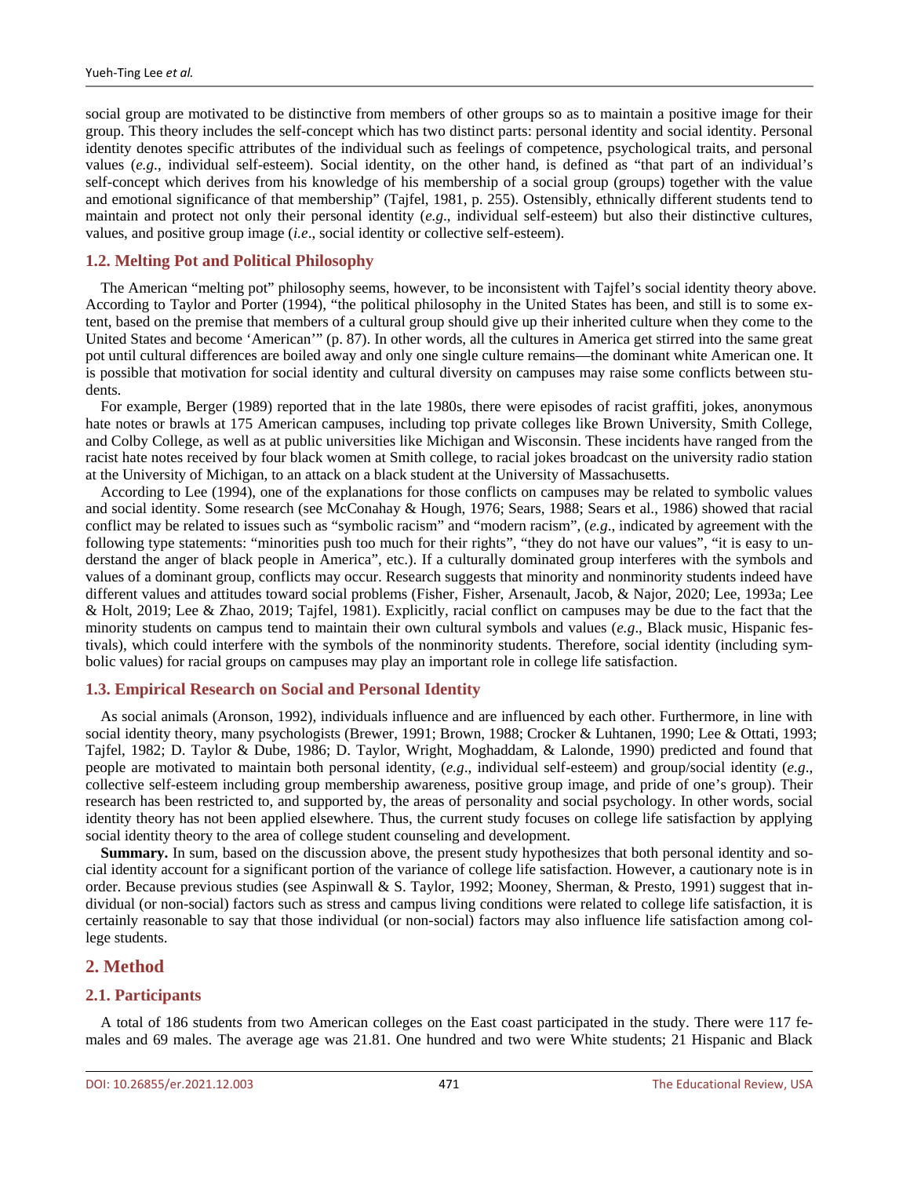social group are motivated to be distinctive from members of other groups so as to maintain a positive image for their group. This theory includes the self-concept which has two distinct parts: personal identity and social identity. Personal identity denotes specific attributes of the individual such as feelings of competence, psychological traits, and personal values (*e.g*., individual self-esteem). Social identity, on the other hand, is defined as "that part of an individual's self-concept which derives from his knowledge of his membership of a social group (groups) together with the value and emotional significance of that membership" (Tajfel, 1981, p. 255). Ostensibly, ethnically different students tend to maintain and protect not only their personal identity (*e.g*., individual self-esteem) but also their distinctive cultures, values, and positive group image (*i.e*., social identity or collective self-esteem).

### 1.2. Melting Pot and Political Philosophy

The American "melting pot" philosophy seems, however, to be inconsistent with Tajfel's social identity theory above. According to Taylor and Porter (1994), "the political philosophy in the United States has been, and still is to some extent, based on the premise that members of a cultural group should give up their inherited culture when they come to the United States and become 'American'" (p. 87). In other words, all the cultures in America get stirred into the same great pot until cultural differences are boiled away and only one single culture remains—the dominant white American one. It is possible that motivation for social identity and cultural diversity on campuses may raise some conflicts between students.

For example, Berger (1989) reported that in the late 1980s, there were episodes of racist graffiti, jokes, anonymous hate notes or brawls at 175 American campuses, including top private colleges like Brown University, Smith College, and Colby College, as well as at public universities like Michigan and Wisconsin. These incidents have ranged from the racist hate notes received by four black women at Smith college, to racial jokes broadcast on the university radio station at the University of Michigan, to an attack on a black student at the University of Massachusetts.

According to Lee (1994), one of the explanations for those conflicts on campuses may be related to symbolic values and social identity. Some research (see McConahay & Hough, 1976; Sears, 1988; Sears et al., 1986) showed that racial conflict may be related to issues such as "symbolic racism" and "modern racism", (*e.g*., indicated by agreement with the following type statements: "minorities push too much for their rights", "they do not have our values", "it is easy to understand the anger of black people in America", etc.). If a culturally dominated group interferes with the symbols and values of a dominant group, conflicts may occur. Research suggests that minority and nonminority students indeed have different values and attitudes toward social problems (Fisher, Fisher, Arsenault, Jacob, & Najor, 2020; Lee, 1993a; Lee & Holt, 2019; Lee & Zhao, 2019; Tajfel, 1981). Explicitly, racial conflict on campuses may be due to the fact that the minority students on campus tend to maintain their own cultural symbols and values (*e.g*., Black music, Hispanic festivals), which could interfere with the symbols of the nonminority students. Therefore, social identity (including symbolic values) for racial groups on campuses may play an important role in college life satisfaction.

### 1.3. Empirical Research on Social and Personal Identity

As social animals (Aronson, 1992), individuals influence and are influenced by each other. Furthermore, in line with social identity theory, many psychologists (Brewer, 1991; Brown, 1988; Crocker & Luhtanen, 1990; Lee & Ottati, 1993; Tajfel, 1982; D. Taylor & Dube, 1986; D. Taylor, Wright, Moghaddam, & Lalonde, 1990) predicted and found that people are motivated to maintain both personal identity, (*e.g*., individual self-esteem) and group/social identity (*e.g*., collective self-esteem including group membership awareness, positive group image, and pride of one's group). Their research has been restricted to, and supported by, the areas of personality and social psychology. In other words, social identity theory has not been applied elsewhere. Thus, the current study focuses on college life satisfaction by applying social identity theory to the area of college student counseling and development.

**Summary.** In sum, based on the discussion above, the present study hypothesizes that both personal identity and social identity account for a significant portion of the variance of college life satisfaction. However, a cautionary note is in order. Because previous studies (see Aspinwall & S. Taylor, 1992; Mooney, Sherman, & Presto, 1991) suggest that individual (or non-social) factors such as stress and campus living conditions were related to college life satisfaction, it is certainly reasonable to say that those individual (or non-social) factors may also influence life satisfaction among college students.

## 2. Method

### 2.1. Participants

A total of 186 students from two American colleges on the East coast participated in the study. There were 117 females and 69 males. The average age was 21.81. One hundred and two were White students; 21 Hispanic and Black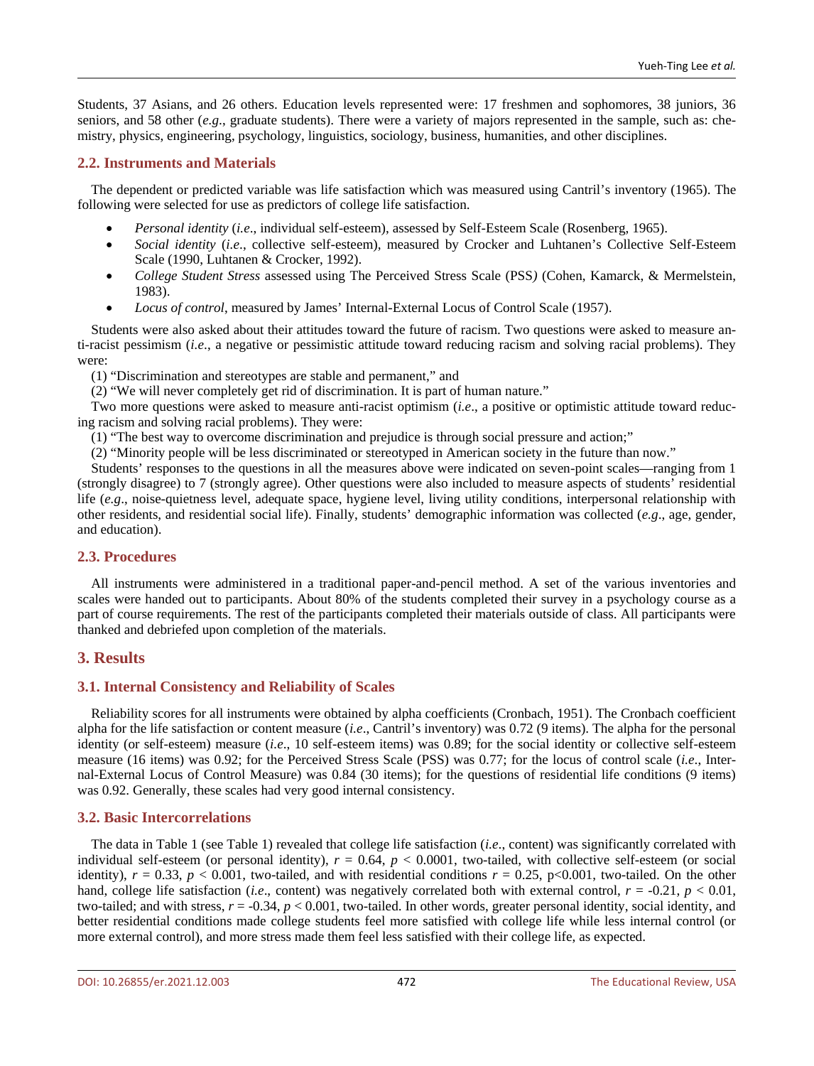Students, 37 Asians, and 26 others. Education levels represented were: 17 freshmen and sophomores, 38 juniors, 36 seniors, and 58 other (*e.g*., graduate students). There were a variety of majors represented in the sample, such as: chemistry, physics, engineering, psychology, linguistics, sociology, business, humanities, and other disciplines.

## 2.2. Instruments and Materials

The dependent or predicted variable was life satisfaction which was measured using Cantril's inventory (1965). The following were selected for use as predictors of college life satisfaction.

- *Personal identity* (*i.e*., individual self-esteem), assessed by Self-Esteem Scale (Rosenberg, 1965).
- *Social identity* (*i.e*., collective self-esteem), measured by Crocker and Luhtanen's Collective Self-Esteem Scale (1990, Luhtanen & Crocker, 1992).
- *College Student Stress* assessed using The Perceived Stress Scale (PSS) (Cohen, Kamarck, & Mermelstein, 1983).
- *Locus of control*, measured by James' Internal-External Locus of Control Scale (1957).

Students were also asked about their attitudes toward the future of racism. Two questions were asked to measure anti-racist pessimism (*i.e*., a negative or pessimistic attitude toward reducing racism and solving racial problems). They were:

(1) "Discrimination and stereotypes are stable and permanent," and

(2) "We will never completely get rid of discrimination. It is part of human nature."

Two more questions were asked to measure anti-racist optimism (*i.e*., a positive or optimistic attitude toward reducing racism and solving racial problems). They were:

(1) "The best way to overcome discrimination and prejudice is through social pressure and action;"

(2) "Minority people will be less discriminated or stereotyped in American society in the future than now."

Students' responses to the questions in all the measures above were indicated on seven-point scales—ranging from 1 (strongly disagree) to 7 (strongly agree). Other questions were also included to measure aspects of students' residential life (*e.g*., noise-quietness level, adequate space, hygiene level, living utility conditions, interpersonal relationship with other residents, and residential social life). Finally, students' demographic information was collected (*e.g*., age, gender, and education).

## 2.3. Procedures

All instruments were administered in a traditional paper-and-pencil method. A set of the various inventories and scales were handed out to participants. About 80% of the students completed their survey in a psychology course as a part of course requirements. The rest of the participants completed their materials outside of class. All participants were thanked and debriefed upon completion of the materials.

# 3. Results

## 3.1. Internal Consistency and Reliability of Scales

Reliability scores for all instruments were obtained by alpha coefficients (Cronbach, 1951). The Cronbach coefficient alpha for the life satisfaction or content measure (*i.e*., Cantril's inventory) was 0.72 (9 items). The alpha for the personal identity (or self-esteem) measure (*i.e*., 10 self-esteem items) was 0.89; for the social identity or collective self-esteem measure (16 items) was 0.92; for the Perceived Stress Scale (PSS) was 0.77; for the locus of control scale (*i.e*., Internal-External Locus of Control Measure) was 0.84 (30 items); for the questions of residential life conditions (9 items) was 0.92. Generally, these scales had very good internal consistency.

## 3.2. Basic Intercorrelations

The data in Table 1 (see Table 1) revealed that college life satisfaction (*i.e*., content) was significantly correlated with individual self-esteem (or personal identity), $r = 0.64$, $p < 0.0001$, two-tailed, with collective self-esteem (or social identity), $r = 0.33$, $p < 0.001$, two-tailed, and with residential conditions $r = 0.25$, $p<0.001$, two-tailed. On the other hand, college life satisfaction (*i.e*., content) was negatively correlated both with external control, $r = -0.21$, $p < 0.01$, two-tailed; and with stress, $r = -0.34$, $p < 0.001$, two-tailed. In other words, greater personal identity, social identity, and better residential conditions made college students feel more satisfied with college life while less internal control (or more external control), and more stress made them feel less satisfied with their college life, as expected.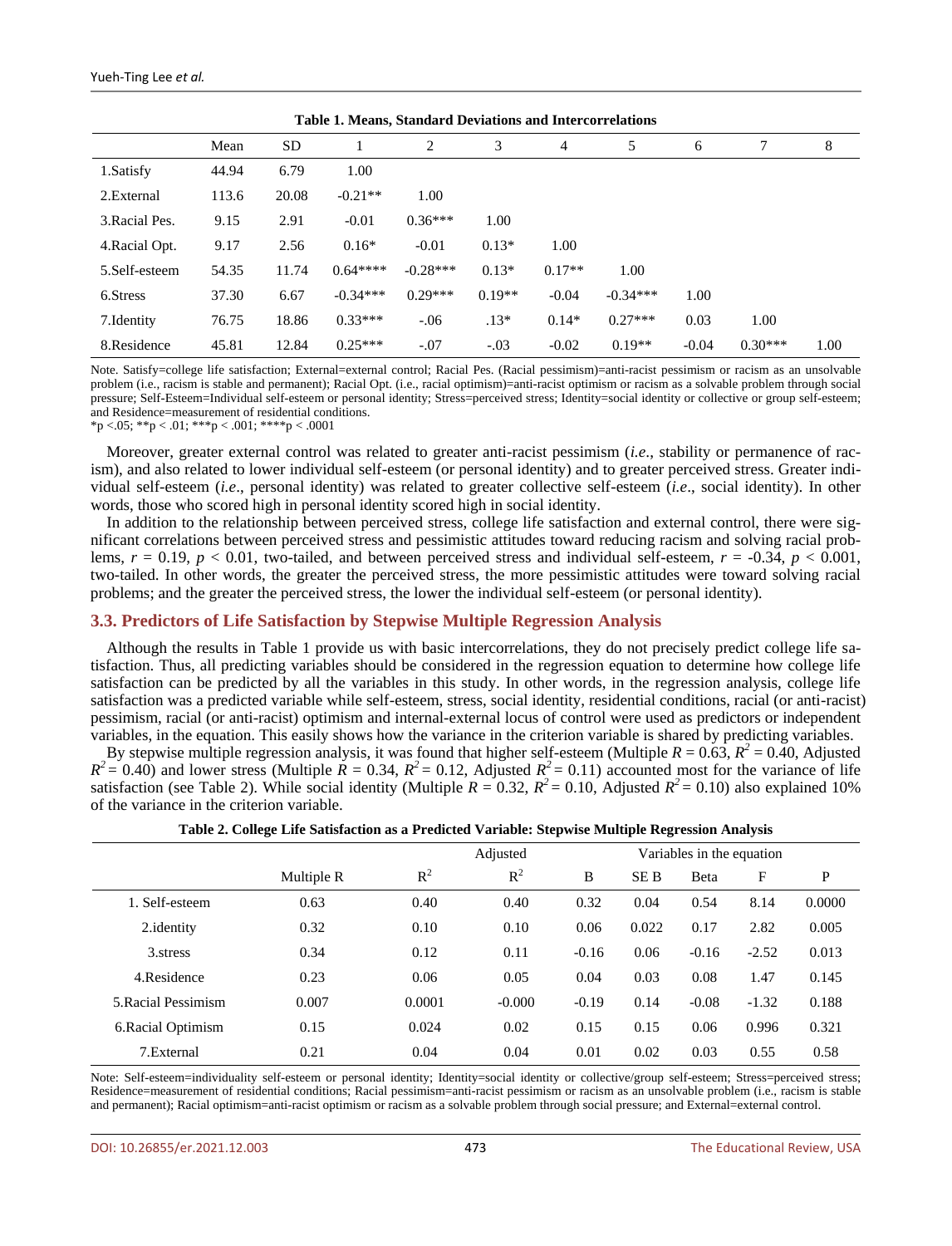**Table 1. Means, Standard Deviations and Intercorrelations**

| | Mean | SD | 1 | 2 | 3 | 4 | 5 | 6 | 7 | 8 |
|---|---|---|---|---|---|---|---|---|---|---|
| 1.Satisfy | 44.94 | 6.79 | 1.00 | | | | | | | |
| 2.External | 113.6 | 20.08 | -0.21** | 1.00 | | | | | | |
| 3.Racial Pes. | 9.15 | 2.91 | -0.01 | 0.36*** | 1.00 | | | | | |
| 4.Racial Opt. | 9.17 | 2.56 | 0.16* | -0.01 | 0.13* | 1.00 | | | | |
| 5.Self-esteem | 54.35 | 11.74 | 0.64**** | -0.28*** | 0.13* | 0.17** | 1.00 | | | |
| 6.Stress | 37.30 | 6.67 | -0.34*** | 0.29*** | 0.19** | -0.04 | -0.34*** | 1.00 | | |
| 7.Identity | 76.75 | 18.86 | 0.33*** | -.06 | .13* | 0.14* | 0.27*** | 0.03 | 1.00 | |
| 8.Residence | 45.81 | 12.84 | 0.25*** | -.07 | -.03 | -0.02 | 0.19** | -0.04 | 0.30*** | 1.00 |

Note. Satisfy=college life satisfaction; External=external control; Racial Pes. (Racial pessimism)=anti-racist pessimism or racism as an unsolvable problem (i.e., racism is stable and permanent); Racial Opt. (i.e., racial optimism)=anti-racist optimism or racism as a solvable problem through social pressure; Self-Esteem=Individual self-esteem or personal identity; Stress=perceived stress; Identity=social identity or collective or group self-esteem; and Residence=measurement of residential conditions.
*p <.05; **p < .01; ***p < .001; ****p < .0001

Moreover, greater external control was related to greater anti-racist pessimism (*i.e*., stability or permanence of racism), and also related to lower individual self-esteem (or personal identity) and to greater perceived stress. Greater individual self-esteem (*i.e*., personal identity) was related to greater collective self-esteem (*i.e*., social identity). In other words, those who scored high in personal identity scored high in social identity.

In addition to the relationship between perceived stress, college life satisfaction and external control, there were significant correlations between perceived stress and pessimistic attitudes toward reducing racism and solving racial problems, $r = 0.19$, $p < 0.01$, two-tailed, and between perceived stress and individual self-esteem, $r = -0.34$, $p < 0.001$, two-tailed. In other words, the greater the perceived stress, the more pessimistic attitudes were toward solving racial problems; and the greater the perceived stress, the lower the individual self-esteem (or personal identity).

### 3.3. Predictors of Life Satisfaction by Stepwise Multiple Regression Analysis

Although the results in Table 1 provide us with basic intercorrelations, they do not precisely predict college life satisfaction. Thus, all predicting variables should be considered in the regression equation to determine how college life satisfaction can be predicted by all the variables in this study. In other words, in the regression analysis, college life satisfaction was a predicted variable while self-esteem, stress, social identity, residential conditions, racial (or anti-racist) pessimism, racial (or anti-racist) optimism and internal-external locus of control were used as predictors or independent variables, in the equation. This easily shows how the variance in the criterion variable is shared by predicting variables.

By stepwise multiple regression analysis, it was found that higher self-esteem (Multiple $R = 0.63$, $R^2 = 0.40$, Adjusted $R^2 = 0.40$) and lower stress (Multiple $R = 0.34$, $R^2 = 0.12$, Adjusted $R^2 = 0.11$) accounted most for the variance of life satisfaction (see Table 2). While social identity (Multiple $R = 0.32$, $R^2 = 0.10$, Adjusted $R^2 = 0.10$) also explained 10% of the variance in the criterion variable.

**Table 2. College Life Satisfaction as a Predicted Variable: Stepwise Multiple Regression Analysis**

| | Multiple R | $R^2$ | Adjusted $R^2$ | B | SE B | Beta | F | P |
|---|---|---|---|---|---|---|---|---|
| | | | | Variables in the equation | | | | |
| 1. Self-esteem | 0.63 | 0.40 | 0.40 | 0.32 | 0.04 | 0.54 | 8.14 | 0.0000 |
| 2.identity | 0.32 | 0.10 | 0.10 | 0.06 | 0.022 | 0.17 | 2.82 | 0.005 |
| 3.stress | 0.34 | 0.12 | 0.11 | -0.16 | 0.06 | -0.16 | -2.52 | 0.013 |
| 4.Residence | 0.23 | 0.06 | 0.05 | 0.04 | 0.03 | 0.08 | 1.47 | 0.145 |
| 5.Racial Pessimism | 0.007 | 0.0001 | -0.000 | -0.19 | 0.14 | -0.08 | -1.32 | 0.188 |
| 6.Racial Optimism | 0.15 | 0.024 | 0.02 | 0.15 | 0.15 | 0.06 | 0.996 | 0.321 |
| 7.External | 0.21 | 0.04 | 0.04 | 0.01 | 0.02 | 0.03 | 0.55 | 0.58 |

Note: Self-esteem=individuality self-esteem or personal identity; Identity=social identity or collective/group self-esteem; Stress=perceived stress; Residence=measurement of residential conditions; Racial pessimism=anti-racist pessimism or racism as an unsolvable problem (i.e., racism is stable and permanent); Racial optimism=anti-racist optimism or racism as a solvable problem through social pressure; and External=external control.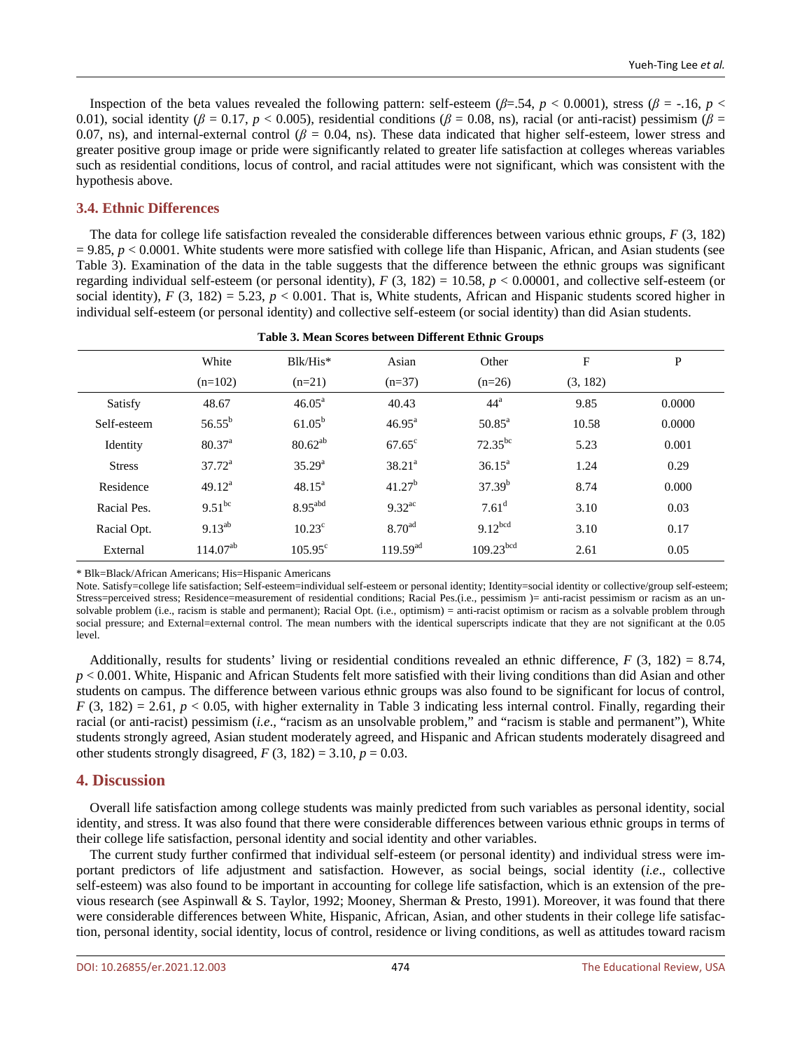Inspection of the beta values revealed the following pattern: self-esteem ($\beta$=.54, $p < 0.0001$), stress ($\beta = -.16$, $p < 0.01$), social identity ($\beta = 0.17$, $p < 0.005$), residential conditions ($\beta = 0.08$, ns), racial (or anti-racist) pessimism ($\beta = 0.07$, ns), and internal-external control ($\beta = 0.04$, ns). These data indicated that higher self-esteem, lower stress and greater positive group image or pride were significantly related to greater life satisfaction at colleges whereas variables such as residential conditions, locus of control, and racial attitudes were not significant, which was consistent with the hypothesis above.

### 3.4. Ethnic Differences

The data for college life satisfaction revealed the considerable differences between various ethnic groups, $F$ (3, 182) = 9.85, $p < 0.0001$. White students were more satisfied with college life than Hispanic, African, and Asian students (see Table 3). Examination of the data in the table suggests that the difference between the ethnic groups was significant regarding individual self-esteem (or personal identity), $F$ (3, 182) = 10.58, $p < 0.00001$, and collective self-esteem (or social identity), $F$ (3, 182) = 5.23, $p < 0.001$. That is, White students, African and Hispanic students scored higher in individual self-esteem (or personal identity) and collective self-esteem (or social identity) than did Asian students.

**Table 3. Mean Scores between Different Ethnic Groups**

| | White (n=102) | Blk/His* (n=21) | Asian (n=37) | Other (n=26) | F (3, 182) | P |
|---|---|---|---|---|---|---|
| Satisfy | 48.67 | $46.05^{a}$ | 40.43 | $44^{a}$ | 9.85 | 0.0000 |
| Self-esteem | $56.55^{b}$ | $61.05^{b}$ | $46.95^{a}$ | $50.85^{a}$ | 10.58 | 0.0000 |
| Identity | $80.37^{a}$ | $80.62^{ab}$ | $67.65^{c}$ | $72.35^{bc}$ | 5.23 | 0.001 |
| Stress | $37.72^{a}$ | $35.29^{a}$ | $38.21^{a}$ | $36.15^{a}$ | 1.24 | 0.29 |
| Residence | $49.12^{a}$ | $48.15^{a}$ | $41.27^{b}$ | $37.39^{b}$ | 8.74 | 0.000 |
| Racial Pes. | $9.51^{bc}$ | $8.95^{abd}$ | $9.32^{ac}$ | $7.61^{d}$ | 3.10 | 0.03 |
| Racial Opt. | $9.13^{ab}$ | $10.23^{c}$ | $8.70^{ad}$ | $9.12^{bcd}$ | 3.10 | 0.17 |
| External | $114.07^{ab}$ | $105.95^{c}$ | $119.59^{ad}$ | $109.23^{bcd}$ | 2.61 | 0.05 |

* Blk=Black/African Americans; His=Hispanic Americans

Note. Satisfy=college life satisfaction; Self-esteem=individual self-esteem or personal identity; Identity=social identity or collective/group self-esteem; Stress=perceived stress; Residence=measurement of residential conditions; Racial Pes.(i.e., pessimism )= anti-racist pessimism or racism as an unsolvable problem (i.e., racism is stable and permanent); Racial Opt. (i.e., optimism) = anti-racist optimism or racism as a solvable problem through social pressure; and External=external control. The mean numbers with the identical superscripts indicate that they are not significant at the 0.05 level.

Additionally, results for students' living or residential conditions revealed an ethnic difference, $F$ (3, 182) = 8.74, $p < 0.001$. White, Hispanic and African Students felt more satisfied with their living conditions than did Asian and other students on campus. The difference between various ethnic groups was also found to be significant for locus of control, $F$ (3, 182) = 2.61, $p < 0.05$, with higher externality in Table 3 indicating less internal control. Finally, regarding their racial (or anti-racist) pessimism (*i.e.*, "racism as an unsolvable problem," and "racism is stable and permanent"), White students strongly agreed, Asian student moderately agreed, and Hispanic and African students moderately disagreed and other students strongly disagreed, $F$ (3, 182) = 3.10, $p = 0.03$.

## 4. Discussion

Overall life satisfaction among college students was mainly predicted from such variables as personal identity, social identity, and stress. It was also found that there were considerable differences between various ethnic groups in terms of their college life satisfaction, personal identity and social identity and other variables.

The current study further confirmed that individual self-esteem (or personal identity) and individual stress were important predictors of life adjustment and satisfaction. However, as social beings, social identity (*i.e.*, collective self-esteem) was also found to be important in accounting for college life satisfaction, which is an extension of the previous research (see Aspinwall & S. Taylor, 1992; Mooney, Sherman & Presto, 1991). Moreover, it was found that there were considerable differences between White, Hispanic, African, Asian, and other students in their college life satisfaction, personal identity, social identity, locus of control, residence or living conditions, as well as attitudes toward racism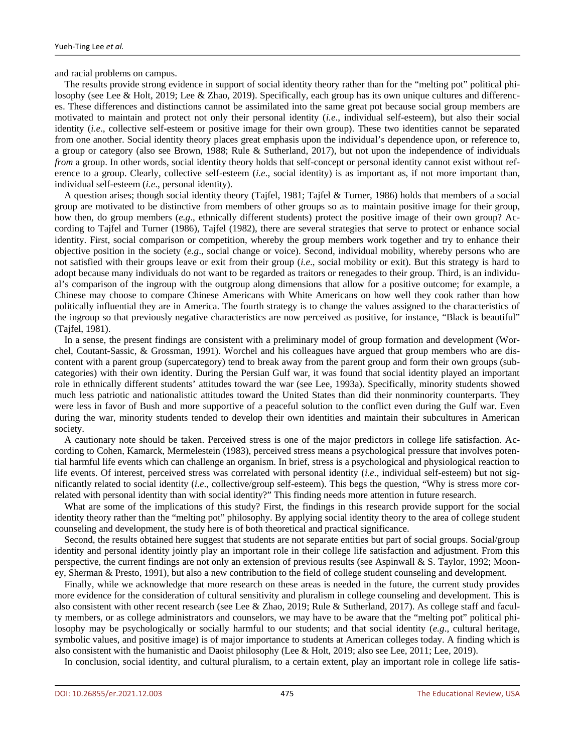and racial problems on campus.

The results provide strong evidence in support of social identity theory rather than for the "melting pot" political philosophy (see Lee & Holt, 2019; Lee & Zhao, 2019). Specifically, each group has its own unique cultures and differences. These differences and distinctions cannot be assimilated into the same great pot because social group members are motivated to maintain and protect not only their personal identity (*i.e*., individual self-esteem), but also their social identity (*i.e*., collective self-esteem or positive image for their own group). These two identities cannot be separated from one another. Social identity theory places great emphasis upon the individual's dependence upon, or reference to, a group or category (also see Brown, 1988; Rule & Sutherland, 2017), but not upon the independence of individuals *from* a group. In other words, social identity theory holds that self-concept or personal identity cannot exist without reference to a group. Clearly, collective self-esteem (*i.e*., social identity) is as important as, if not more important than, individual self-esteem (*i.e*., personal identity).

A question arises; though social identity theory (Tajfel, 1981; Tajfel & Turner, 1986) holds that members of a social group are motivated to be distinctive from members of other groups so as to maintain positive image for their group, how then, do group members (*e.g*., ethnically different students) protect the positive image of their own group? According to Tajfel and Turner (1986), Tajfel (1982), there are several strategies that serve to protect or enhance social identity. First, social comparison or competition, whereby the group members work together and try to enhance their objective position in the society (*e.g*., social change or voice). Second, individual mobility, whereby persons who are not satisfied with their groups leave or exit from their group (*i.e*., social mobility or exit). But this strategy is hard to adopt because many individuals do not want to be regarded as traitors or renegades to their group. Third, is an individual's comparison of the ingroup with the outgroup along dimensions that allow for a positive outcome; for example, a Chinese may choose to compare Chinese Americans with White Americans on how well they cook rather than how politically influential they are in America. The fourth strategy is to change the values assigned to the characteristics of the ingroup so that previously negative characteristics are now perceived as positive, for instance, "Black is beautiful" (Tajfel, 1981).

In a sense, the present findings are consistent with a preliminary model of group formation and development (Worchel, Coutant-Sassic, & Grossman, 1991). Worchel and his colleagues have argued that group members who are discontent with a parent group (supercategory) tend to break away from the parent group and form their own groups (subcategories) with their own identity. During the Persian Gulf war, it was found that social identity played an important role in ethnically different students' attitudes toward the war (see Lee, 1993a). Specifically, minority students showed much less patriotic and nationalistic attitudes toward the United States than did their nonminority counterparts. They were less in favor of Bush and more supportive of a peaceful solution to the conflict even during the Gulf war. Even during the war, minority students tended to develop their own identities and maintain their subcultures in American society.

A cautionary note should be taken. Perceived stress is one of the major predictors in college life satisfaction. According to Cohen, Kamarck, Mermelestein (1983), perceived stress means a psychological pressure that involves potential harmful life events which can challenge an organism. In brief, stress is a psychological and physiological reaction to life events. Of interest, perceived stress was correlated with personal identity (*i.e*., individual self-esteem) but not significantly related to social identity (*i.e*., collective/group self-esteem). This begs the question, "Why is stress more correlated with personal identity than with social identity?" This finding needs more attention in future research.

What are some of the implications of this study? First, the findings in this research provide support for the social identity theory rather than the "melting pot" philosophy. By applying social identity theory to the area of college student counseling and development, the study here is of both theoretical and practical significance.

Second, the results obtained here suggest that students are not separate entities but part of social groups. Social/group identity and personal identity jointly play an important role in their college life satisfaction and adjustment. From this perspective, the current findings are not only an extension of previous results (see Aspinwall & S. Taylor, 1992; Mooney, Sherman & Presto, 1991), but also a new contribution to the field of college student counseling and development.

Finally, while we acknowledge that more research on these areas is needed in the future, the current study provides more evidence for the consideration of cultural sensitivity and pluralism in college counseling and development. This is also consistent with other recent research (see Lee & Zhao, 2019; Rule & Sutherland, 2017). As college staff and faculty members, or as college administrators and counselors, we may have to be aware that the "melting pot" political philosophy may be psychologically or socially harmful to our students; and that social identity (*e.g*., cultural heritage, symbolic values, and positive image) is of major importance to students at American colleges today. A finding which is also consistent with the humanistic and Daoist philosophy (Lee & Holt, 2019; also see Lee, 2011; Lee, 2019).

In conclusion, social identity, and cultural pluralism, to a certain extent, play an important role in college life satis-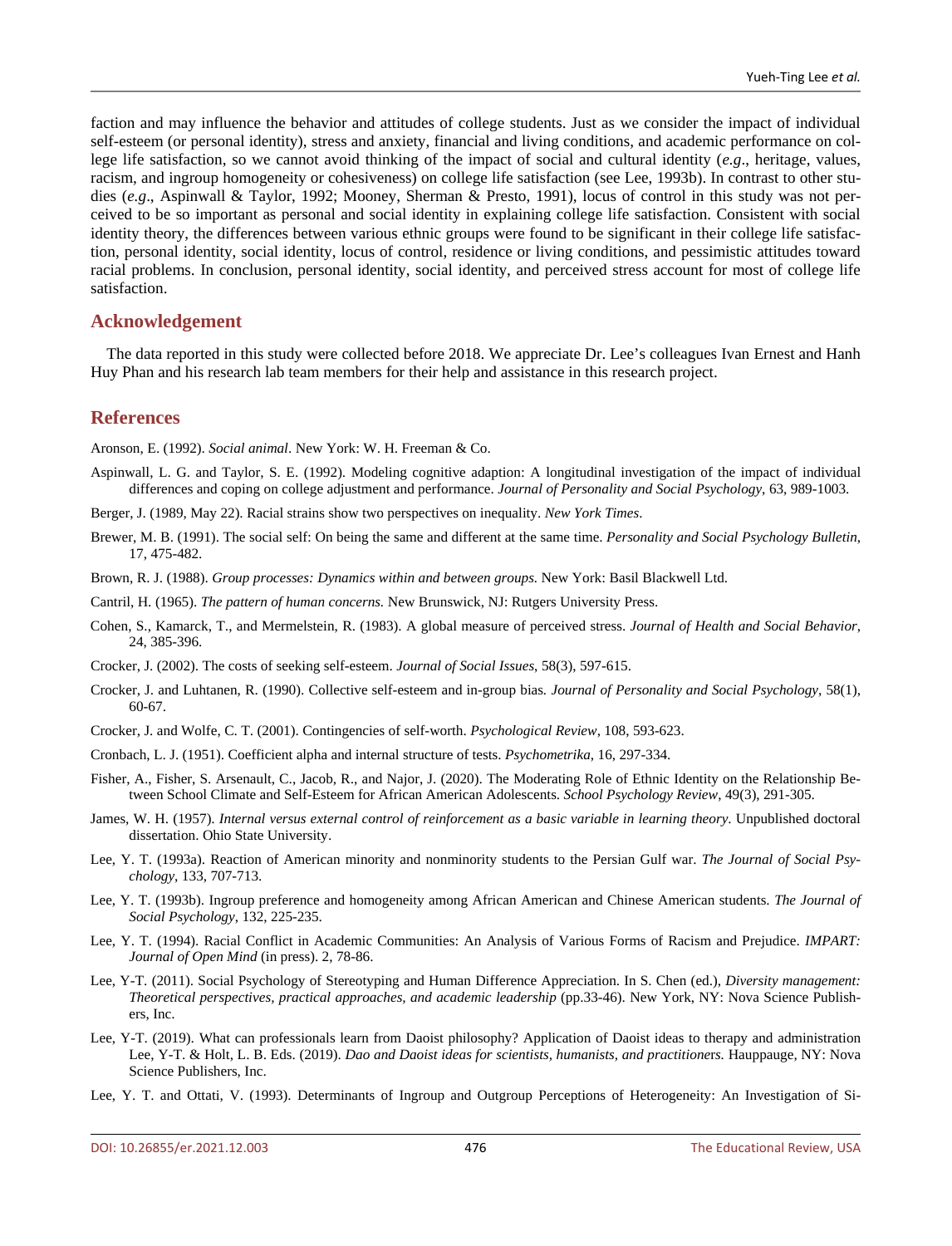faction and may influence the behavior and attitudes of college students. Just as we consider the impact of individual self-esteem (or personal identity), stress and anxiety, financial and living conditions, and academic performance on college life satisfaction, so we cannot avoid thinking of the impact of social and cultural identity (*e.g*., heritage, values, racism, and ingroup homogeneity or cohesiveness) on college life satisfaction (see Lee, 1993b). In contrast to other studies (*e.g*., Aspinwall & Taylor, 1992; Mooney, Sherman & Presto, 1991), locus of control in this study was not perceived to be so important as personal and social identity in explaining college life satisfaction. Consistent with social identity theory, the differences between various ethnic groups were found to be significant in their college life satisfaction, personal identity, social identity, locus of control, residence or living conditions, and pessimistic attitudes toward racial problems. In conclusion, personal identity, social identity, and perceived stress account for most of college life satisfaction.

## Acknowledgement

The data reported in this study were collected before 2018. We appreciate Dr. Lee's colleagues Ivan Ernest and Hanh Huy Phan and his research lab team members for their help and assistance in this research project.

## References

Aronson, E. (1992). *Social animal*. New York: W. H. Freeman & Co.

Aspinwall, L. G. and Taylor, S. E. (1992). Modeling cognitive adaption: A longitudinal investigation of the impact of individual differences and coping on college adjustment and performance. *Journal of Personality and Social Psychology*, 63, 989-1003.

Berger, J. (1989, May 22). Racial strains show two perspectives on inequality. *New York Times*.

Brewer, M. B. (1991). The social self: On being the same and different at the same time. *Personality and Social Psychology Bulletin*, 17, 475-482.

Brown, R. J. (1988). *Group processes: Dynamics within and between groups.* New York: Basil Blackwell Ltd.

Cantril, H. (1965). *The pattern of human concerns.* New Brunswick, NJ: Rutgers University Press.

Cohen, S., Kamarck, T., and Mermelstein, R. (1983). A global measure of perceived stress. *Journal of Health and Social Behavior*, 24, 385-396.

Crocker, J. (2002). The costs of seeking self-esteem. *Journal of Social Issues*, 58(3), 597-615.

Crocker, J. and Luhtanen, R. (1990). Collective self-esteem and in-group bias. *Journal of Personality and Social Psychology*, 58(1), 60-67.

Crocker, J. and Wolfe, C. T. (2001). Contingencies of self-worth. *Psychological Review*, 108, 593-623.

Cronbach, L. J. (1951). Coefficient alpha and internal structure of tests. *Psychometrika*, 16, 297-334.

Fisher, A., Fisher, S. Arsenault, C., Jacob, R., and Najor, J. (2020). The Moderating Role of Ethnic Identity on the Relationship Between School Climate and Self-Esteem for African American Adolescents. *School Psychology Review*, 49(3), 291-305.

James, W. H. (1957). *Internal versus external control of reinforcement as a basic variable in learning theory*. Unpublished doctoral dissertation. Ohio State University.

Lee, Y. T. (1993a). Reaction of American minority and nonminority students to the Persian Gulf war. *The Journal of Social Psychology*, 133, 707-713.

Lee, Y. T. (1993b). Ingroup preference and homogeneity among African American and Chinese American students. *The Journal of Social Psychology*, 132, 225-235.

Lee, Y. T. (1994). Racial Conflict in Academic Communities: An Analysis of Various Forms of Racism and Prejudice. *IMPART: Journal of Open Mind* (in press). 2, 78-86.

Lee, Y-T. (2011). Social Psychology of Stereotyping and Human Difference Appreciation. In S. Chen (ed.), *Diversity management: Theoretical perspectives, practical approaches, and academic leadership* (pp.33-46). New York, NY: Nova Science Publishers, Inc.

Lee, Y-T. (2019). What can professionals learn from Daoist philosophy? Application of Daoist ideas to therapy and administration Lee, Y-T. & Holt, L. B. Eds. (2019). *Dao and Daoist ideas for scientists, humanists, and practitioners.* Hauppauge, NY: Nova Science Publishers, Inc.

Lee, Y. T. and Ottati, V. (1993). Determinants of Ingroup and Outgroup Perceptions of Heterogeneity: An Investigation of Si-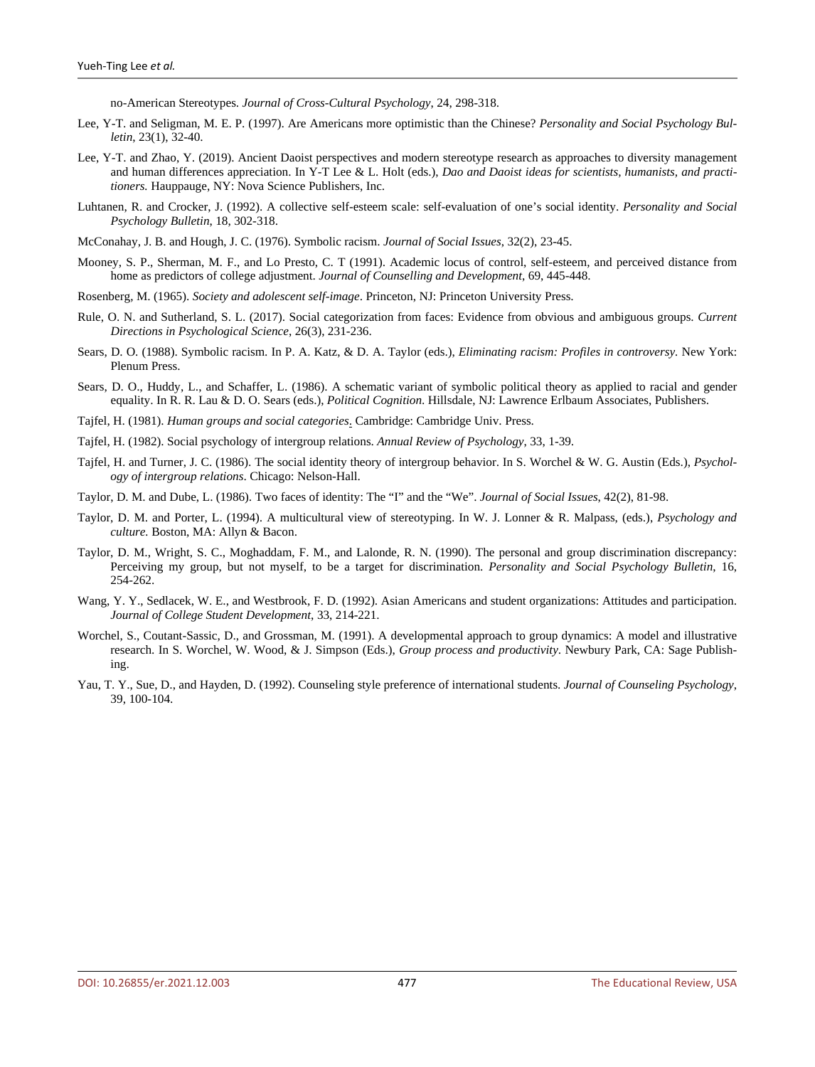no-American Stereotypes. *Journal of Cross-Cultural Psychology*, 24, 298-318.

Lee, Y-T. and Seligman, M. E. P. (1997). Are Americans more optimistic than the Chinese? *Personality and Social Psychology Bulletin*, 23(1), 32-40.

Lee, Y-T. and Zhao, Y. (2019). Ancient Daoist perspectives and modern stereotype research as approaches to diversity management and human differences appreciation. In Y-T Lee & L. Holt (eds.), *Dao and Daoist ideas for scientists, humanists, and practitioners.* Hauppauge, NY: Nova Science Publishers, Inc.

Luhtanen, R. and Crocker, J. (1992). A collective self-esteem scale: self-evaluation of one's social identity. *Personality and Social Psychology Bulletin*, 18, 302-318.

McConahay, J. B. and Hough, J. C. (1976). Symbolic racism. *Journal of Social Issues*, 32(2), 23-45.

Mooney, S. P., Sherman, M. F., and Lo Presto, C. T (1991). Academic locus of control, self-esteem, and perceived distance from home as predictors of college adjustment. *Journal of Counselling and Development*, 69, 445-448.

Rosenberg, M. (1965). *Society and adolescent self-image*. Princeton, NJ: Princeton University Press.

Rule, O. N. and Sutherland, S. L. (2017). Social categorization from faces: Evidence from obvious and ambiguous groups. *Current Directions in Psychological Science*, 26(3), 231-236.

Sears, D. O. (1988). Symbolic racism. In P. A. Katz, & D. A. Taylor (eds.), *Eliminating racism: Profiles in controversy.* New York: Plenum Press.

Sears, D. O., Huddy, L., and Schaffer, L. (1986). A schematic variant of symbolic political theory as applied to racial and gender equality. In R. R. Lau & D. O. Sears (eds.), *Political Cognition*. Hillsdale, NJ: Lawrence Erlbaum Associates, Publishers.

Tajfel, H. (1981). *Human groups and social categories*. Cambridge: Cambridge Univ. Press.

Tajfel, H. (1982). Social psychology of intergroup relations. *Annual Review of Psychology*, 33, 1-39.

Tajfel, H. and Turner, J. C. (1986). The social identity theory of intergroup behavior. In S. Worchel & W. G. Austin (Eds.), *Psychology of intergroup relations*. Chicago: Nelson-Hall.

Taylor, D. M. and Dube, L. (1986). Two faces of identity: The "I" and the "We". *Journal of Social Issues*, 42(2), 81-98.

Taylor, D. M. and Porter, L. (1994). A multicultural view of stereotyping. In W. J. Lonner & R. Malpass, (eds.), *Psychology and culture.* Boston, MA: Allyn & Bacon.

Taylor, D. M., Wright, S. C., Moghaddam, F. M., and Lalonde, R. N. (1990). The personal and group discrimination discrepancy: Perceiving my group, but not myself, to be a target for discrimination. *Personality and Social Psychology Bulletin*, 16, 254-262.

Wang, Y. Y., Sedlacek, W. E., and Westbrook, F. D. (1992). Asian Americans and student organizations: Attitudes and participation. *Journal of College Student Development*, 33, 214-221.

Worchel, S., Coutant-Sassic, D., and Grossman, M. (1991). A developmental approach to group dynamics: A model and illustrative research. In S. Worchel, W. Wood, & J. Simpson (Eds.), *Group process and productivity*. Newbury Park, CA: Sage Publishing.

Yau, T. Y., Sue, D., and Hayden, D. (1992). Counseling style preference of international students. *Journal of Counseling Psychology*, 39, 100-104.